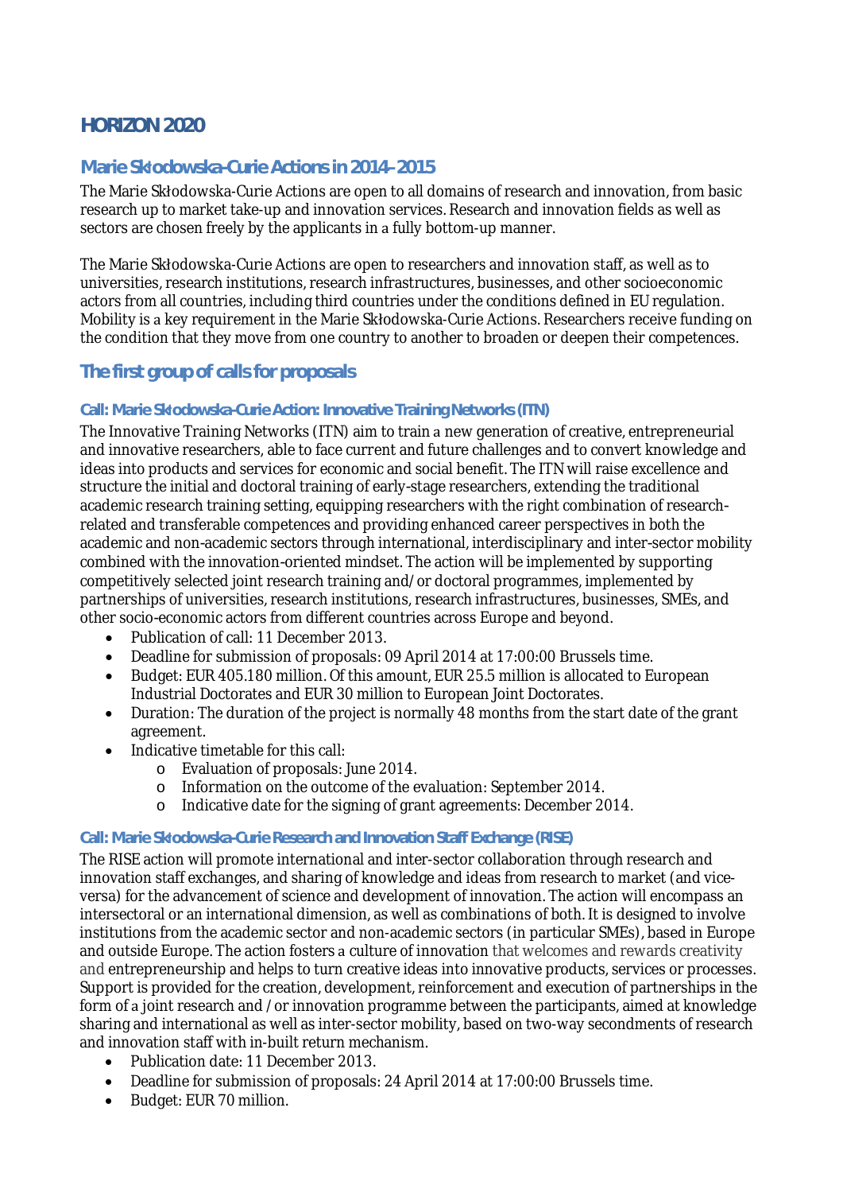# HORIZON 2020

## Marie Skłodowska-Curie Actions in 2014–2015

The Marie Skłodowska-Curie Actions are open to all domains of research and innovation, from basic research up to market take-up and innovation services. Research and innovation fields as well as sectors are chosen freely by the applicants in a fully bottom-up manner.

The Marie Skłodowska-Curie Actions are open to researchers and innovation staff, as well as to universities, research institutions, research infrastructures, businesses, and other socioeconomic actors from all countries, including third countries under the conditions defined in EU regulation. Mobility is a key requirement in the Marie Skłodowska-Curie Actions. Researchers receive funding on the condition that they move from one country to another to broaden or deepen their competences.

## The first group of calls for proposals

### Call: Marie Skłodowska-Curie Action: Innovative Training Networks (ITN)

The Innovative Training Networks (ITN) aim to train a new generation of creative, entrepreneurial and innovative researchers, able to face current and future challenges and to convert knowledge and ideas into products and services for economic and social benefit. The ITN will raise excellence and structure the initial and doctoral training of early-stage researchers, extending the traditional academic research training setting, equipping researchers with the right combination of research-related and transferable competences and providing enhanced career perspectives in both the academic and non-academic sectors through international, interdisciplinary and inter-sector mobility combined with the innovation-oriented mindset. The action will be implemented by supporting competitively selected joint research training and/or doctoral programmes, implemented by partnerships of universities, research institutions, research infrastructures, businesses, SMEs, and other socio-economic actors from different countries across Europe and beyond.

- Publication of call: 11 December 2013.
- Deadline for submission of proposals: 09 April 2014 at 17:00:00 Brussels time.
- Budget: EUR 405.180 million. Of this amount, EUR 25.5 million is allocated to European Industrial Doctorates and EUR 30 million to European Joint Doctorates.
- Duration: The duration of the project is normally 48 months from the start date of the grant agreement.
- Indicative timetable for this call:
  - Evaluation of proposals: June 2014.
  - Information on the outcome of the evaluation: September 2014.
  - Indicative date for the signing of grant agreements: December 2014.

### Call: Marie Skłodowska-Curie Research and Innovation Staff Exchange (RISE)

The RISE action will promote international and inter-sector collaboration through research and innovation staff exchanges, and sharing of knowledge and ideas from research to market (and vice-versa) for the advancement of science and development of innovation. The action will encompass an intersectoral or an international dimension, as well as combinations of both. It is designed to involve institutions from the academic sector and non-academic sectors (in particular SMEs), based in Europe and outside Europe. The action fosters a culture of innovation that welcomes and rewards creativity and entrepreneurship and helps to turn creative ideas into innovative products, services or processes. Support is provided for the creation, development, reinforcement and execution of partnerships in the form of a joint research and / or innovation programme between the participants, aimed at knowledge sharing and international as well as inter-sector mobility, based on two-way secondments of research and innovation staff with in-built return mechanism.

- Publication date: 11 December 2013.
- Deadline for submission of proposals: 24 April 2014 at 17:00:00 Brussels time.
- Budget: EUR 70 million.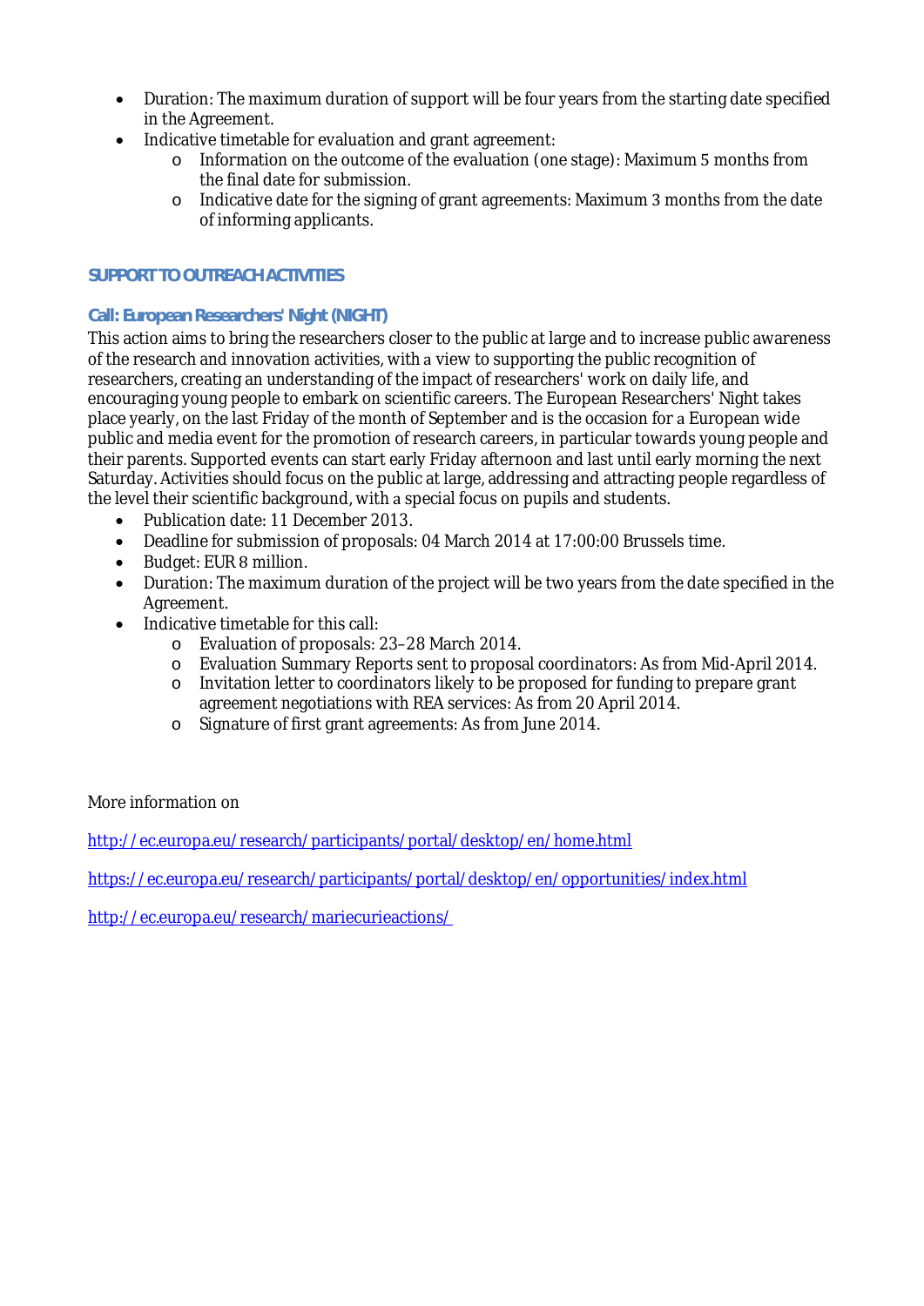- Duration: The maximum duration of support will be four years from the starting date specified in the Agreement.
- Indicative timetable for evaluation and grant agreement:
  - Information on the outcome of the evaluation (one stage): Maximum 5 months from the final date for submission.
  - Indicative date for the signing of grant agreements: Maximum 3 months from the date of informing applicants.

## SUPPORT TO OUTREACH ACTIVITIES

### Call: European Researchers' Night (NIGHT)

This action aims to bring the researchers closer to the public at large and to increase public awareness of the research and innovation activities, with a view to supporting the public recognition of researchers, creating an understanding of the impact of researchers' work on daily life, and encouraging young people to embark on scientific careers. The European Researchers' Night takes place yearly, on the last Friday of the month of September and is the occasion for a European wide public and media event for the promotion of research careers, in particular towards young people and their parents. Supported events can start early Friday afternoon and last until early morning the next Saturday. Activities should focus on the public at large, addressing and attracting people regardless of the level their scientific background, with a special focus on pupils and students.

- Publication date: 11 December 2013.
- Deadline for submission of proposals: 04 March 2014 at 17:00:00 Brussels time.
- Budget: EUR 8 million.
- Duration: The maximum duration of the project will be two years from the date specified in the Agreement.
- Indicative timetable for this call:
  - Evaluation of proposals: 23–28 March 2014.
  - Evaluation Summary Reports sent to proposal coordinators: As from Mid-April 2014.
  - Invitation letter to coordinators likely to be proposed for funding to prepare grant agreement negotiations with REA services: As from 20 April 2014.
  - Signature of first grant agreements: As from June 2014.

More information on

http://ec.europa.eu/research/participants/portal/desktop/en/home.html

https://ec.europa.eu/research/participants/portal/desktop/en/opportunities/index.html

http://ec.europa.eu/research/mariecurieactions/